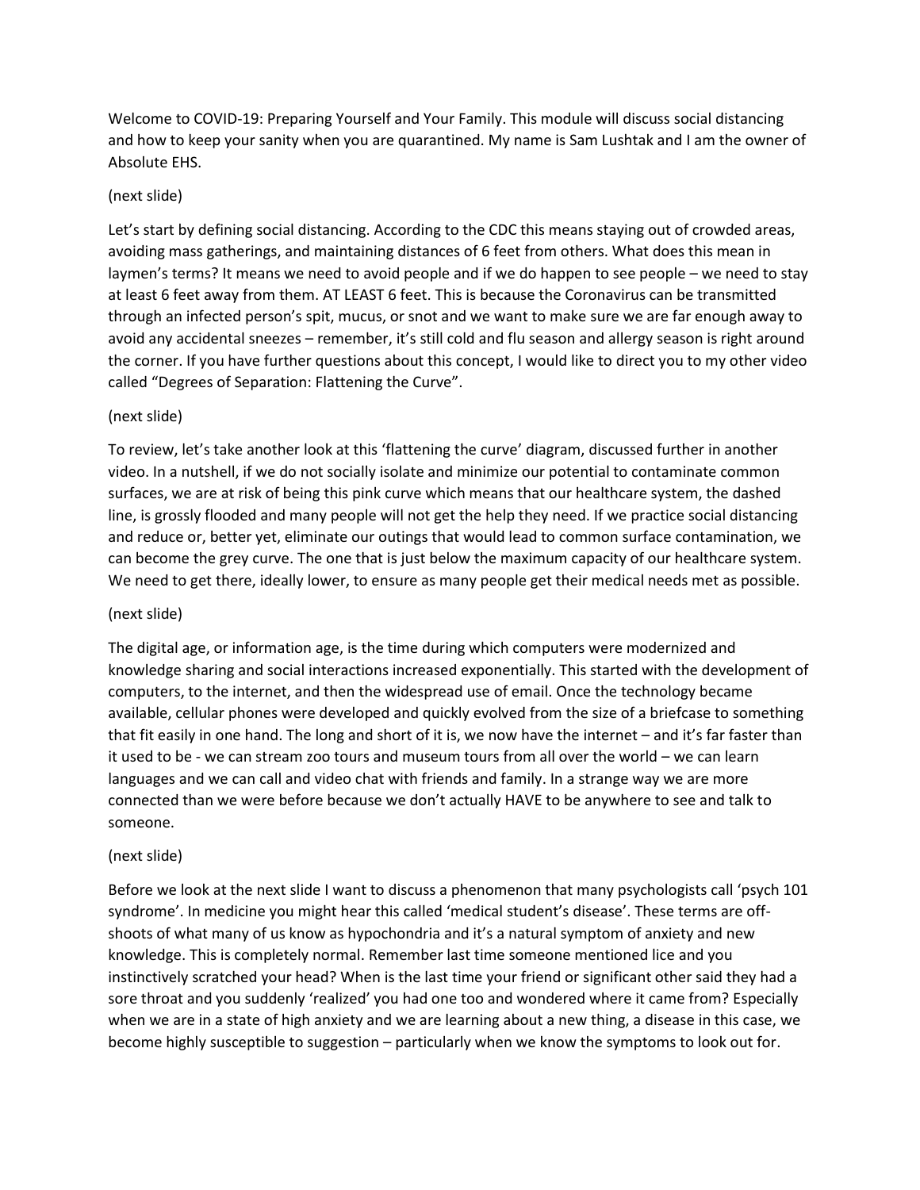Welcome to COVID-19: Preparing Yourself and Your Family. This module will discuss social distancing and how to keep your sanity when you are quarantined. My name is Sam Lushtak and I am the owner of Absolute EHS.

(next slide)

Let's start by defining social distancing. According to the CDC this means staying out of crowded areas, avoiding mass gatherings, and maintaining distances of 6 feet from others. What does this mean in laymen's terms? It means we need to avoid people and if we do happen to see people – we need to stay at least 6 feet away from them. AT LEAST 6 feet. This is because the Coronavirus can be transmitted through an infected person's spit, mucus, or snot and we want to make sure we are far enough away to avoid any accidental sneezes – remember, it's still cold and flu season and allergy season is right around the corner. If you have further questions about this concept, I would like to direct you to my other video called "Degrees of Separation: Flattening the Curve".

(next slide)

To review, let's take another look at this 'flattening the curve' diagram, discussed further in another video. In a nutshell, if we do not socially isolate and minimize our potential to contaminate common surfaces, we are at risk of being this pink curve which means that our healthcare system, the dashed line, is grossly flooded and many people will not get the help they need. If we practice social distancing and reduce or, better yet, eliminate our outings that would lead to common surface contamination, we can become the grey curve. The one that is just below the maximum capacity of our healthcare system. We need to get there, ideally lower, to ensure as many people get their medical needs met as possible.

(next slide)

The digital age, or information age, is the time during which computers were modernized and knowledge sharing and social interactions increased exponentially. This started with the development of computers, to the internet, and then the widespread use of email. Once the technology became available, cellular phones were developed and quickly evolved from the size of a briefcase to something that fit easily in one hand. The long and short of it is, we now have the internet – and it's far faster than it used to be - we can stream zoo tours and museum tours from all over the world – we can learn languages and we can call and video chat with friends and family. In a strange way we are more connected than we were before because we don't actually HAVE to be anywhere to see and talk to someone.

(next slide)

Before we look at the next slide I want to discuss a phenomenon that many psychologists call 'psych 101 syndrome'. In medicine you might hear this called 'medical student's disease'. These terms are off-shoots of what many of us know as hypochondria and it's a natural symptom of anxiety and new knowledge. This is completely normal. Remember last time someone mentioned lice and you instinctively scratched your head? When is the last time your friend or significant other said they had a sore throat and you suddenly 'realized' you had one too and wondered where it came from? Especially when we are in a state of high anxiety and we are learning about a new thing, a disease in this case, we become highly susceptible to suggestion – particularly when we know the symptoms to look out for.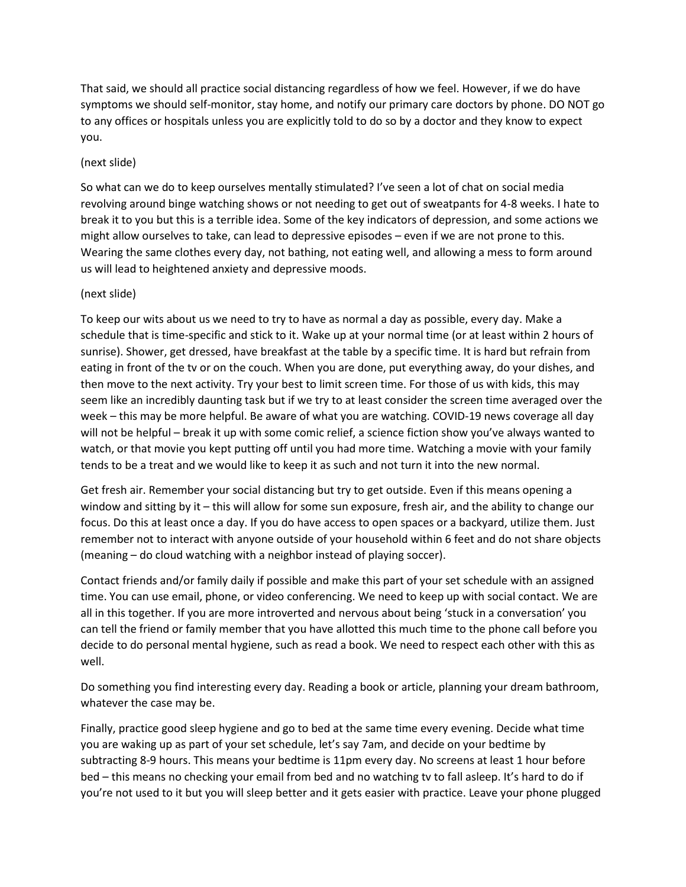That said, we should all practice social distancing regardless of how we feel. However, if we do have symptoms we should self-monitor, stay home, and notify our primary care doctors by phone. DO NOT go to any offices or hospitals unless you are explicitly told to do so by a doctor and they know to expect you.

(next slide)

So what can we do to keep ourselves mentally stimulated? I've seen a lot of chat on social media revolving around binge watching shows or not needing to get out of sweatpants for 4-8 weeks. I hate to break it to you but this is a terrible idea. Some of the key indicators of depression, and some actions we might allow ourselves to take, can lead to depressive episodes – even if we are not prone to this. Wearing the same clothes every day, not bathing, not eating well, and allowing a mess to form around us will lead to heightened anxiety and depressive moods.

(next slide)

To keep our wits about us we need to try to have as normal a day as possible, every day. Make a schedule that is time-specific and stick to it. Wake up at your normal time (or at least within 2 hours of sunrise). Shower, get dressed, have breakfast at the table by a specific time. It is hard but refrain from eating in front of the tv or on the couch. When you are done, put everything away, do your dishes, and then move to the next activity. Try your best to limit screen time. For those of us with kids, this may seem like an incredibly daunting task but if we try to at least consider the screen time averaged over the week – this may be more helpful. Be aware of what you are watching. COVID-19 news coverage all day will not be helpful – break it up with some comic relief, a science fiction show you've always wanted to watch, or that movie you kept putting off until you had more time. Watching a movie with your family tends to be a treat and we would like to keep it as such and not turn it into the new normal.

Get fresh air. Remember your social distancing but try to get outside. Even if this means opening a window and sitting by it – this will allow for some sun exposure, fresh air, and the ability to change our focus. Do this at least once a day. If you do have access to open spaces or a backyard, utilize them. Just remember not to interact with anyone outside of your household within 6 feet and do not share objects (meaning – do cloud watching with a neighbor instead of playing soccer).

Contact friends and/or family daily if possible and make this part of your set schedule with an assigned time. You can use email, phone, or video conferencing. We need to keep up with social contact. We are all in this together. If you are more introverted and nervous about being 'stuck in a conversation' you can tell the friend or family member that you have allotted this much time to the phone call before you decide to do personal mental hygiene, such as read a book. We need to respect each other with this as well.

Do something you find interesting every day. Reading a book or article, planning your dream bathroom, whatever the case may be.

Finally, practice good sleep hygiene and go to bed at the same time every evening. Decide what time you are waking up as part of your set schedule, let's say 7am, and decide on your bedtime by subtracting 8-9 hours. This means your bedtime is 11pm every day. No screens at least 1 hour before bed – this means no checking your email from bed and no watching tv to fall asleep. It's hard to do if you're not used to it but you will sleep better and it gets easier with practice. Leave your phone plugged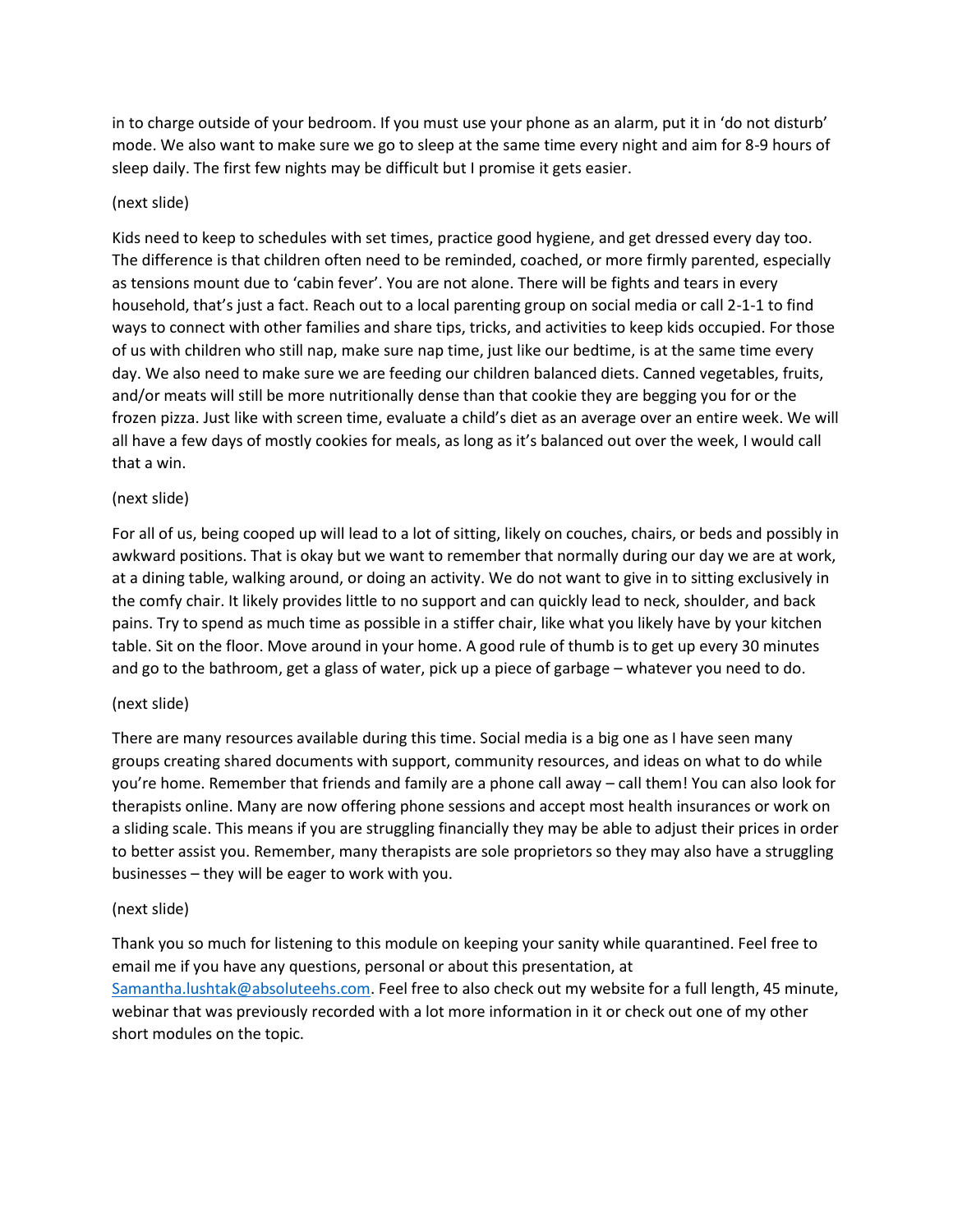in to charge outside of your bedroom. If you must use your phone as an alarm, put it in 'do not disturb' mode. We also want to make sure we go to sleep at the same time every night and aim for 8-9 hours of sleep daily. The first few nights may be difficult but I promise it gets easier.

(next slide)

Kids need to keep to schedules with set times, practice good hygiene, and get dressed every day too. The difference is that children often need to be reminded, coached, or more firmly parented, especially as tensions mount due to 'cabin fever'. You are not alone. There will be fights and tears in every household, that's just a fact. Reach out to a local parenting group on social media or call 2-1-1 to find ways to connect with other families and share tips, tricks, and activities to keep kids occupied. For those of us with children who still nap, make sure nap time, just like our bedtime, is at the same time every day. We also need to make sure we are feeding our children balanced diets. Canned vegetables, fruits, and/or meats will still be more nutritionally dense than that cookie they are begging you for or the frozen pizza. Just like with screen time, evaluate a child's diet as an average over an entire week. We will all have a few days of mostly cookies for meals, as long as it's balanced out over the week, I would call that a win.

(next slide)

For all of us, being cooped up will lead to a lot of sitting, likely on couches, chairs, or beds and possibly in awkward positions. That is okay but we want to remember that normally during our day we are at work, at a dining table, walking around, or doing an activity. We do not want to give in to sitting exclusively in the comfy chair. It likely provides little to no support and can quickly lead to neck, shoulder, and back pains. Try to spend as much time as possible in a stiffer chair, like what you likely have by your kitchen table. Sit on the floor. Move around in your home. A good rule of thumb is to get up every 30 minutes and go to the bathroom, get a glass of water, pick up a piece of garbage – whatever you need to do.

(next slide)

There are many resources available during this time. Social media is a big one as I have seen many groups creating shared documents with support, community resources, and ideas on what to do while you're home. Remember that friends and family are a phone call away – call them! You can also look for therapists online. Many are now offering phone sessions and accept most health insurances or work on a sliding scale. This means if you are struggling financially they may be able to adjust their prices in order to better assist you. Remember, many therapists are sole proprietors so they may also have a struggling businesses – they will be eager to work with you.

(next slide)

Thank you so much for listening to this module on keeping your sanity while quarantined. Feel free to email me if you have any questions, personal or about this presentation, at [Samantha.lushtak@absoluteehs.com](mailto:Samantha.lushtak@absoluteehs.com). Feel free to also check out my website for a full length, 45 minute, webinar that was previously recorded with a lot more information in it or check out one of my other short modules on the topic.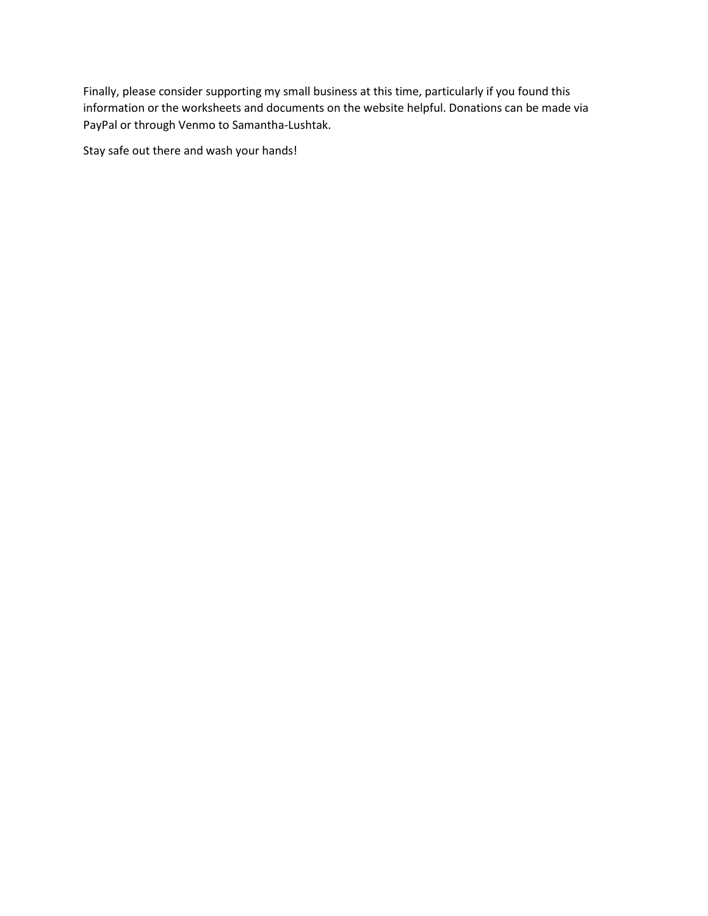Finally, please consider supporting my small business at this time, particularly if you found this information or the worksheets and documents on the website helpful. Donations can be made via PayPal or through Venmo to Samantha-Lushtak.

Stay safe out there and wash your hands!